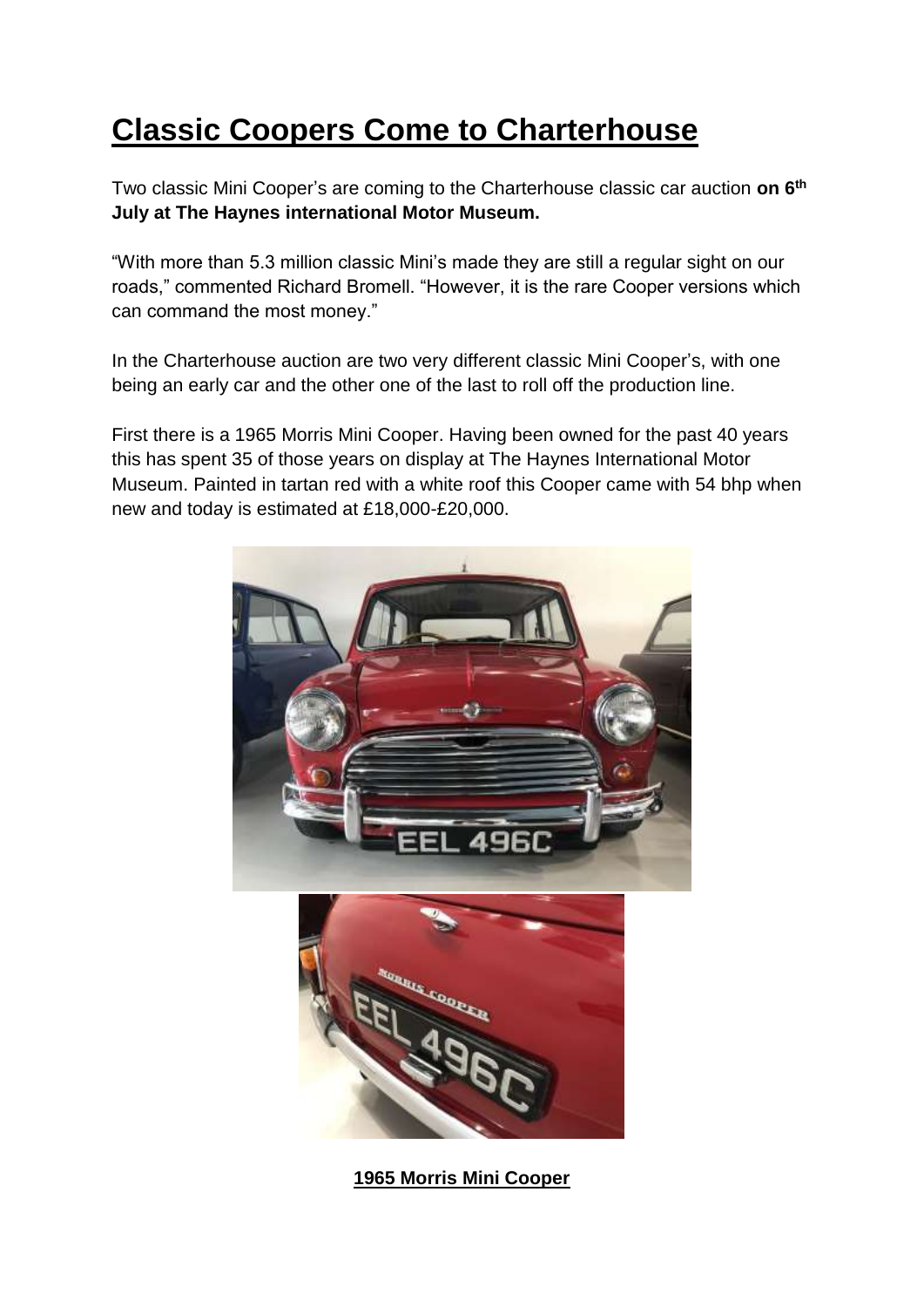# Classic Coopers Come to Charterhouse

Two classic Mini Cooper's are coming to the Charterhouse classic car auction **on 6th July at The Haynes international Motor Museum.**

"With more than 5.3 million classic Mini's made they are still a regular sight on our roads," commented Richard Bromell. "However, it is the rare Cooper versions which can command the most money."

In the Charterhouse auction are two very different classic Mini Cooper's, with one being an early car and the other one of the last to roll off the production line.

First there is a 1965 Morris Mini Cooper. Having been owned for the past 40 years this has spent 35 of those years on display at The Haynes International Motor Museum. Painted in tartan red with a white roof this Cooper came with 54 bhp when new and today is estimated at £18,000-£20,000.

**1965 Morris Mini Cooper**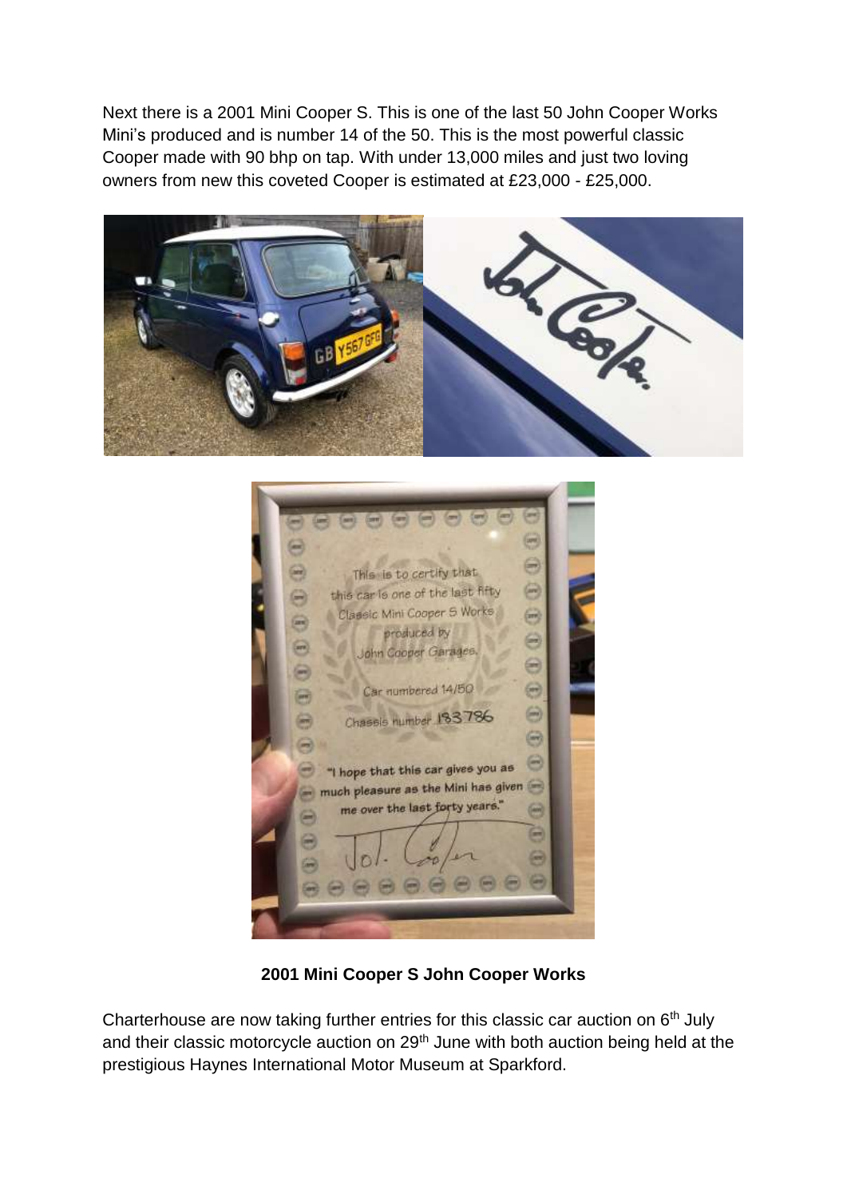Next there is a 2001 Mini Cooper S. This is one of the last 50 John Cooper Works Mini's produced and is number 14 of the 50. This is the most powerful classic Cooper made with 90 bhp on tap. With under 13,000 miles and just two loving owners from new this coveted Cooper is estimated at £23,000 - £25,000.

**2001 Mini Cooper S John Cooper Works**

Charterhouse are now taking further entries for this classic car auction on 6th July and their classic motorcycle auction on 29th June with both auction being held at the prestigious Haynes International Motor Museum at Sparkford.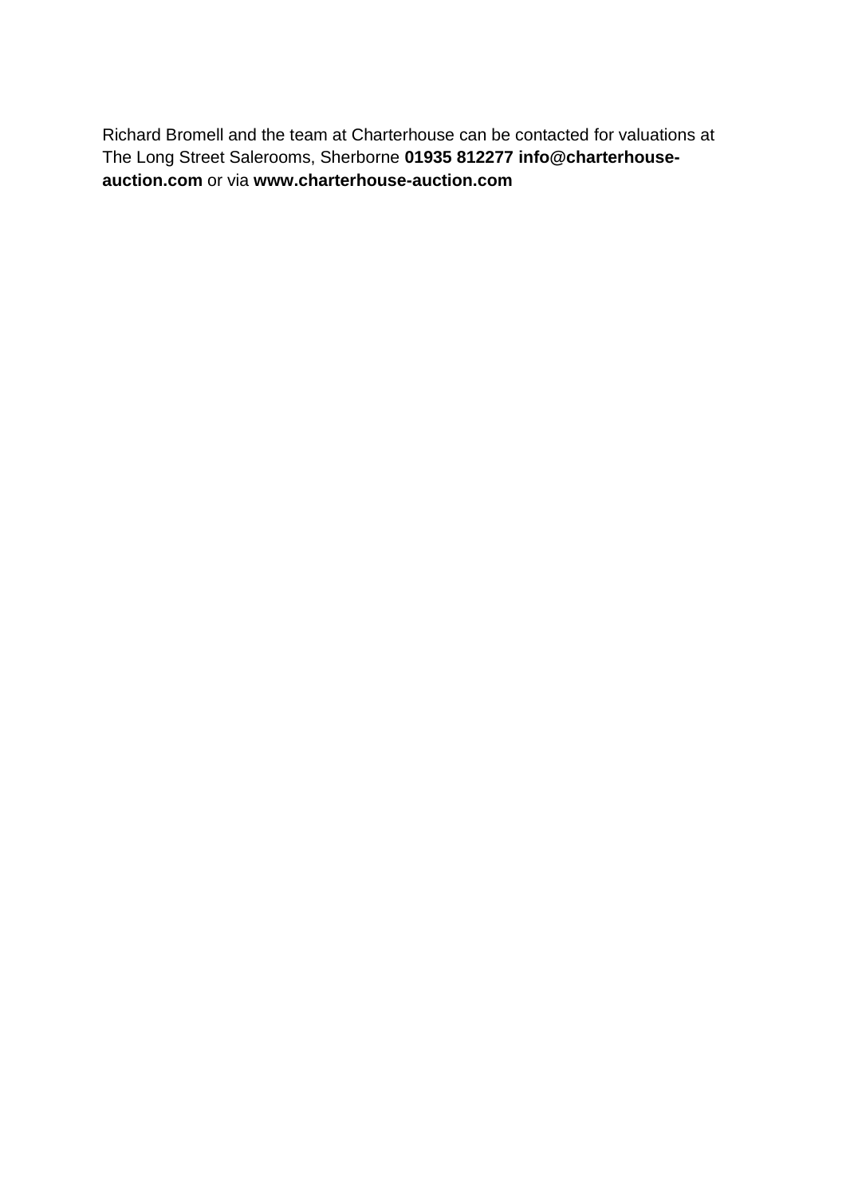Richard Bromell and the team at Charterhouse can be contacted for valuations at The Long Street Salerooms, Sherborne **01935 812277 info@charterhouse-auction.com** or via **www.charterhouse-auction.com**